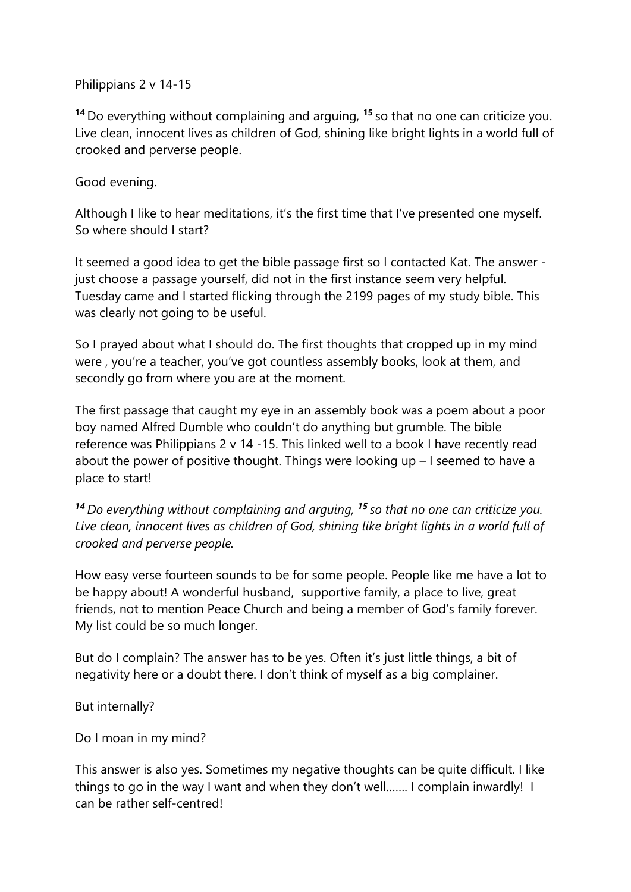Philippians 2 v 14-15

**14** Do everything without complaining and arguing, **15** so that no one can criticize you. Live clean, innocent lives as children of God, shining like bright lights in a world full of crooked and perverse people.

Good evening.

Although I like to hear meditations, it's the first time that I've presented one myself. So where should I start?

It seemed a good idea to get the bible passage first so I contacted Kat. The answer - just choose a passage yourself, did not in the first instance seem very helpful. Tuesday came and I started flicking through the 2199 pages of my study bible. This was clearly not going to be useful.

So I prayed about what I should do. The first thoughts that cropped up in my mind were , you're a teacher, you've got countless assembly books, look at them, and secondly go from where you are at the moment.

The first passage that caught my eye in an assembly book was a poem about a poor boy named Alfred Dumble who couldn't do anything but grumble. The bible reference was Philippians 2 v 14 -15. This linked well to a book I have recently read about the power of positive thought. Things were looking up – I seemed to have a place to start!

***14*** *Do everything without complaining and arguing,* ***15*** *so that no one can criticize you. Live clean, innocent lives as children of God, shining like bright lights in a world full of crooked and perverse people.*

How easy verse fourteen sounds to be for some people. People like me have a lot to be happy about! A wonderful husband, supportive family, a place to live, great friends, not to mention Peace Church and being a member of God's family forever. My list could be so much longer.

But do I complain? The answer has to be yes. Often it's just little things, a bit of negativity here or a doubt there. I don't think of myself as a big complainer.

But internally?

Do I moan in my mind?

This answer is also yes. Sometimes my negative thoughts can be quite difficult. I like things to go in the way I want and when they don't well……. I complain inwardly! I can be rather self-centred!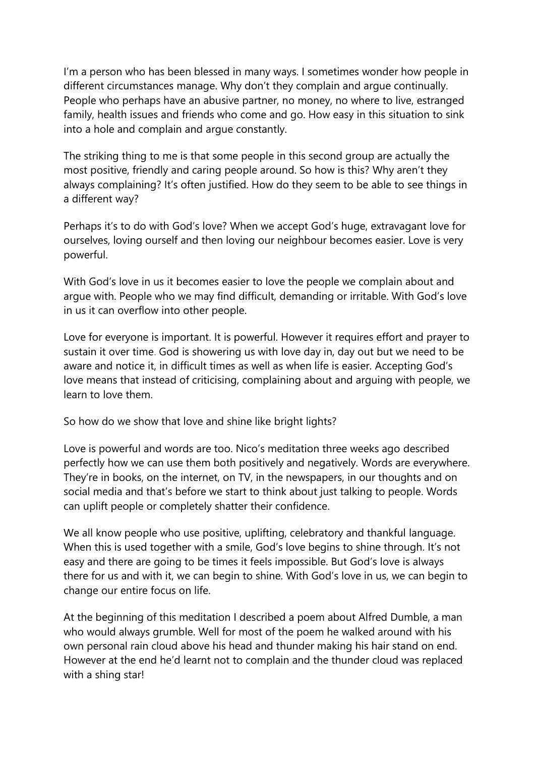I'm a person who has been blessed in many ways. I sometimes wonder how people in different circumstances manage. Why don't they complain and argue continually. People who perhaps have an abusive partner, no money, no where to live, estranged family, health issues and friends who come and go. How easy in this situation to sink into a hole and complain and argue constantly.

The striking thing to me is that some people in this second group are actually the most positive, friendly and caring people around. So how is this? Why aren't they always complaining? It's often justified. How do they seem to be able to see things in a different way?

Perhaps it's to do with God's love? When we accept God's huge, extravagant love for ourselves, loving ourself and then loving our neighbour becomes easier. Love is very powerful.

With God's love in us it becomes easier to love the people we complain about and argue with. People who we may find difficult, demanding or irritable. With God's love in us it can overflow into other people.

Love for everyone is important. It is powerful. However it requires effort and prayer to sustain it over time. God is showering us with love day in, day out but we need to be aware and notice it, in difficult times as well as when life is easier. Accepting God's love means that instead of criticising, complaining about and arguing with people, we learn to love them.

So how do we show that love and shine like bright lights?

Love is powerful and words are too. Nico's meditation three weeks ago described perfectly how we can use them both positively and negatively. Words are everywhere. They're in books, on the internet, on TV, in the newspapers, in our thoughts and on social media and that's before we start to think about just talking to people. Words can uplift people or completely shatter their confidence.

We all know people who use positive, uplifting, celebratory and thankful language. When this is used together with a smile, God's love begins to shine through. It's not easy and there are going to be times it feels impossible. But God's love is always there for us and with it, we can begin to shine. With God's love in us, we can begin to change our entire focus on life.

At the beginning of this meditation I described a poem about Alfred Dumble, a man who would always grumble. Well for most of the poem he walked around with his own personal rain cloud above his head and thunder making his hair stand on end. However at the end he'd learnt not to complain and the thunder cloud was replaced with a shing star!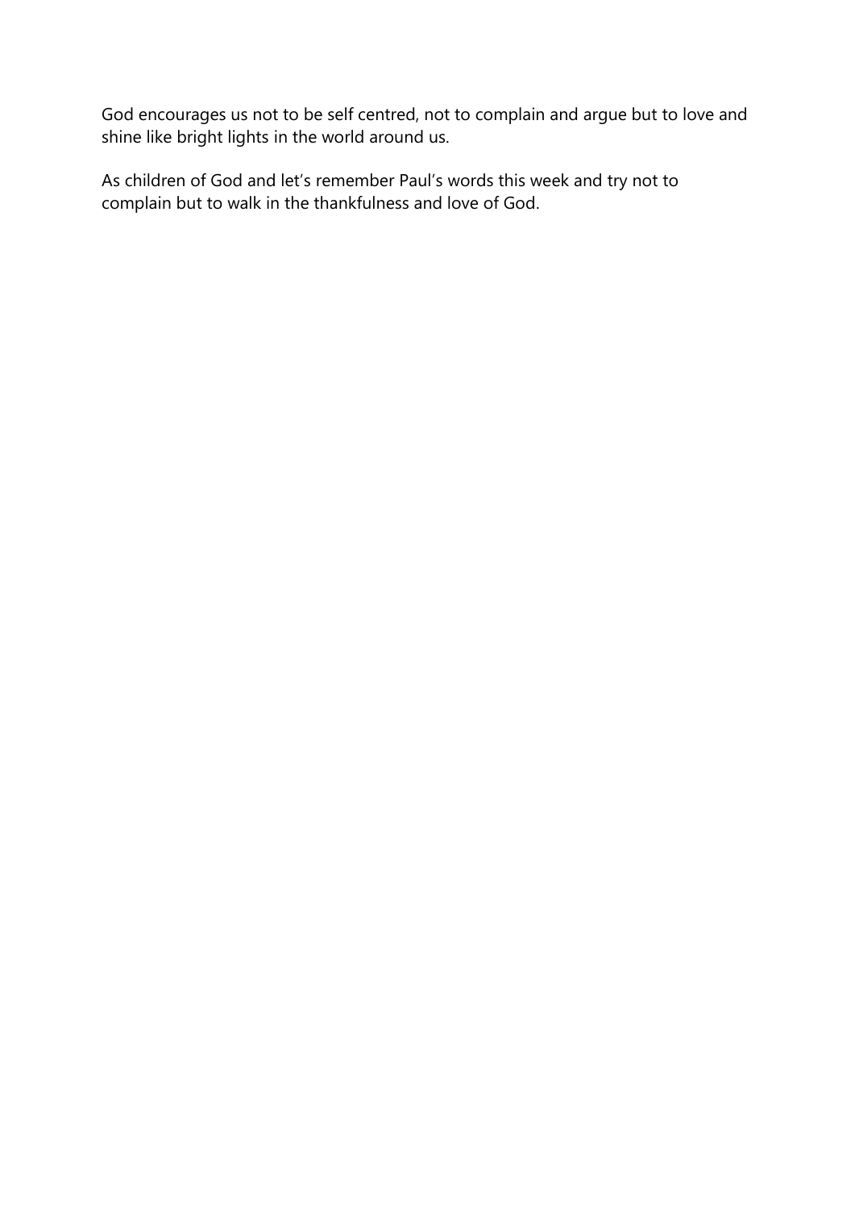God encourages us not to be self centred, not to complain and argue but to love and shine like bright lights in the world around us.

As children of God and let's remember Paul's words this week and try not to complain but to walk in the thankfulness and love of God.